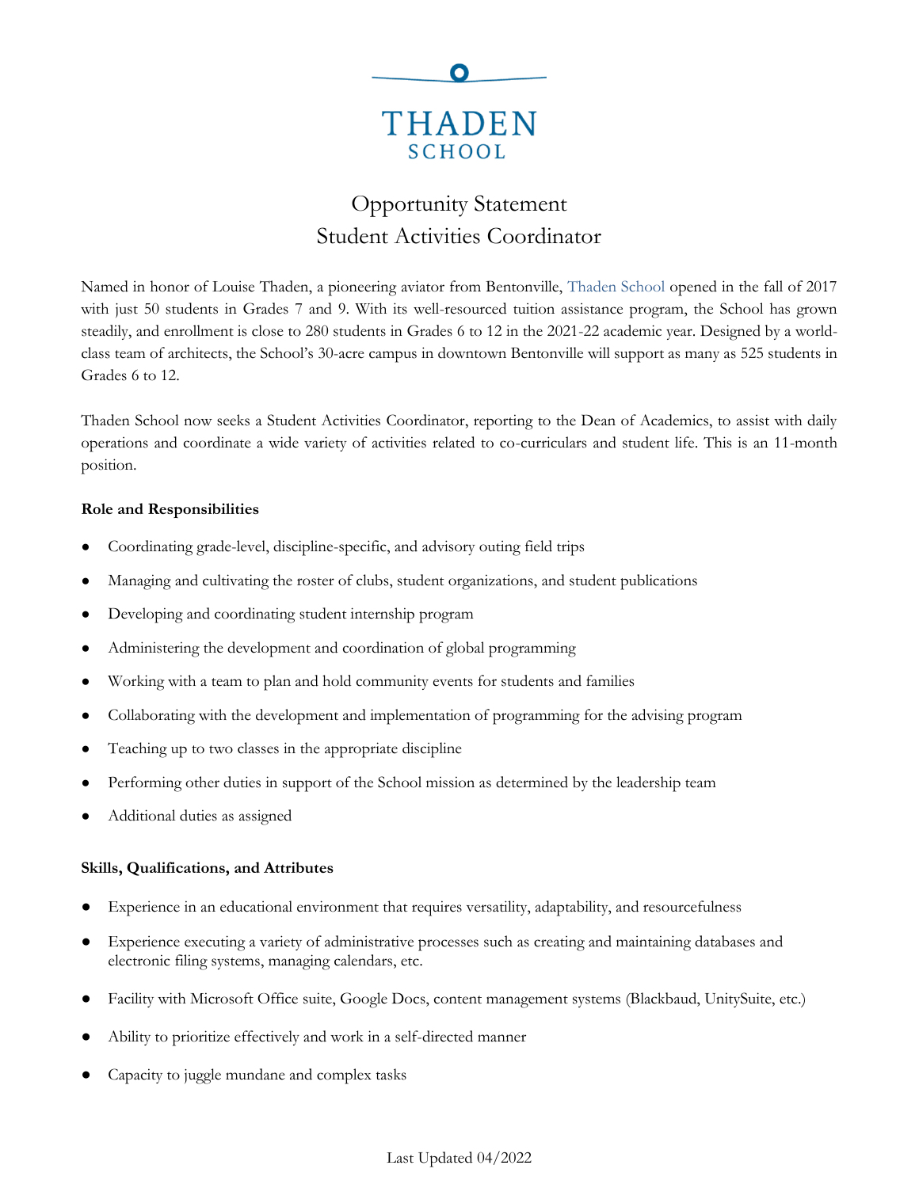THADEN
SCHOOL

# Opportunity Statement
## Student Activities Coordinator

Named in honor of Louise Thaden, a pioneering aviator from Bentonville, Thaden School opened in the fall of 2017 with just 50 students in Grades 7 and 9. With its well-resourced tuition assistance program, the School has grown steadily, and enrollment is close to 280 students in Grades 6 to 12 in the 2021-22 academic year. Designed by a world-class team of architects, the School's 30-acre campus in downtown Bentonville will support as many as 525 students in Grades 6 to 12.

Thaden School now seeks a Student Activities Coordinator, reporting to the Dean of Academics, to assist with daily operations and coordinate a wide variety of activities related to co-curriculars and student life. This is an 11-month position.

**Role and Responsibilities**

- Coordinating grade-level, discipline-specific, and advisory outing field trips
- Managing and cultivating the roster of clubs, student organizations, and student publications
- Developing and coordinating student internship program
- Administering the development and coordination of global programming
- Working with a team to plan and hold community events for students and families
- Collaborating with the development and implementation of programming for the advising program
- Teaching up to two classes in the appropriate discipline
- Performing other duties in support of the School mission as determined by the leadership team
- Additional duties as assigned

**Skills, Qualifications, and Attributes**

- Experience in an educational environment that requires versatility, adaptability, and resourcefulness
- Experience executing a variety of administrative processes such as creating and maintaining databases and electronic filing systems, managing calendars, etc.
- Facility with Microsoft Office suite, Google Docs, content management systems (Blackbaud, UnitySuite, etc.)
- Ability to prioritize effectively and work in a self-directed manner
- Capacity to juggle mundane and complex tasks

Last Updated 04/2022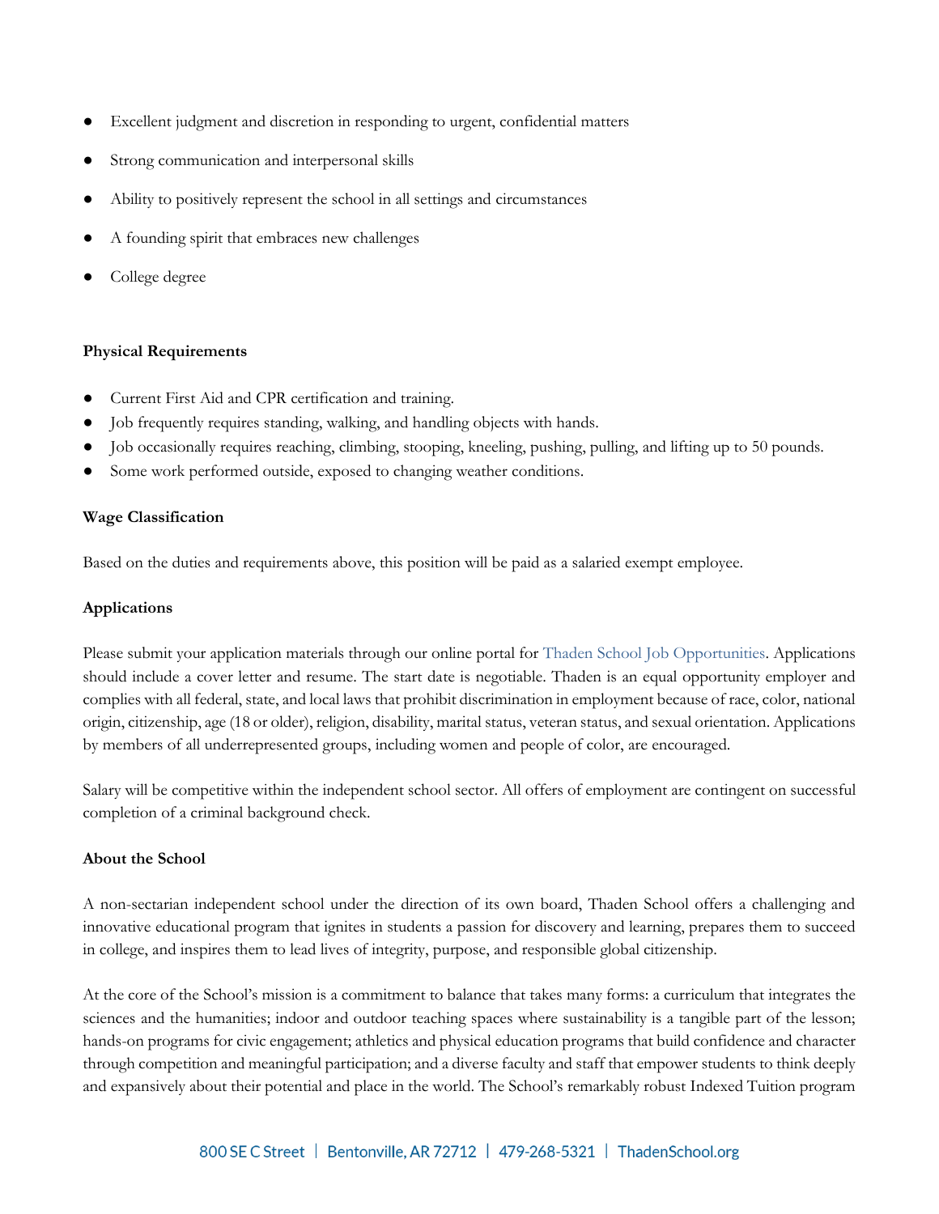- Excellent judgment and discretion in responding to urgent, confidential matters
- Strong communication and interpersonal skills
- Ability to positively represent the school in all settings and circumstances
- A founding spirit that embraces new challenges
- College degree

**Physical Requirements**

- Current First Aid and CPR certification and training.
- Job frequently requires standing, walking, and handling objects with hands.
- Job occasionally requires reaching, climbing, stooping, kneeling, pushing, pulling, and lifting up to 50 pounds.
- Some work performed outside, exposed to changing weather conditions.

**Wage Classification**

Based on the duties and requirements above, this position will be paid as a salaried exempt employee.

**Applications**

Please submit your application materials through our online portal for Thaden School Job Opportunities. Applications should include a cover letter and resume. The start date is negotiable. Thaden is an equal opportunity employer and complies with all federal, state, and local laws that prohibit discrimination in employment because of race, color, national origin, citizenship, age (18 or older), religion, disability, marital status, veteran status, and sexual orientation. Applications by members of all underrepresented groups, including women and people of color, are encouraged.

Salary will be competitive within the independent school sector. All offers of employment are contingent on successful completion of a criminal background check.

**About the School**

A non-sectarian independent school under the direction of its own board, Thaden School offers a challenging and innovative educational program that ignites in students a passion for discovery and learning, prepares them to succeed in college, and inspires them to lead lives of integrity, purpose, and responsible global citizenship.

At the core of the School's mission is a commitment to balance that takes many forms: a curriculum that integrates the sciences and the humanities; indoor and outdoor teaching spaces where sustainability is a tangible part of the lesson; hands-on programs for civic engagement; athletics and physical education programs that build confidence and character through competition and meaningful participation; and a diverse faculty and staff that empower students to think deeply and expansively about their potential and place in the world. The School's remarkably robust Indexed Tuition program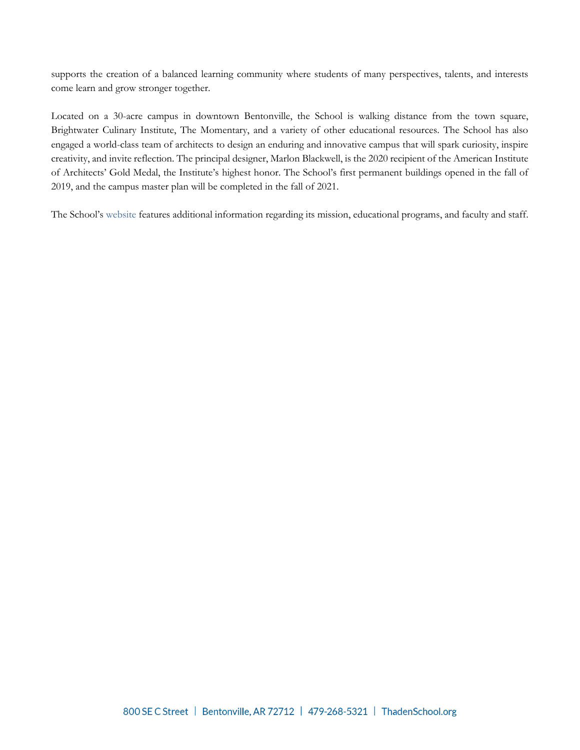supports the creation of a balanced learning community where students of many perspectives, talents, and interests come learn and grow stronger together.

Located on a 30-acre campus in downtown Bentonville, the School is walking distance from the town square, Brightwater Culinary Institute, The Momentary, and a variety of other educational resources. The School has also engaged a world-class team of architects to design an enduring and innovative campus that will spark curiosity, inspire creativity, and invite reflection. The principal designer, Marlon Blackwell, is the 2020 recipient of the American Institute of Architects' Gold Medal, the Institute's highest honor. The School's first permanent buildings opened in the fall of 2019, and the campus master plan will be completed in the fall of 2021.

The School's website features additional information regarding its mission, educational programs, and faculty and staff.

800 SE C Street | Bentonville, AR 72712 | 479-268-5321 | ThadenSchool.org